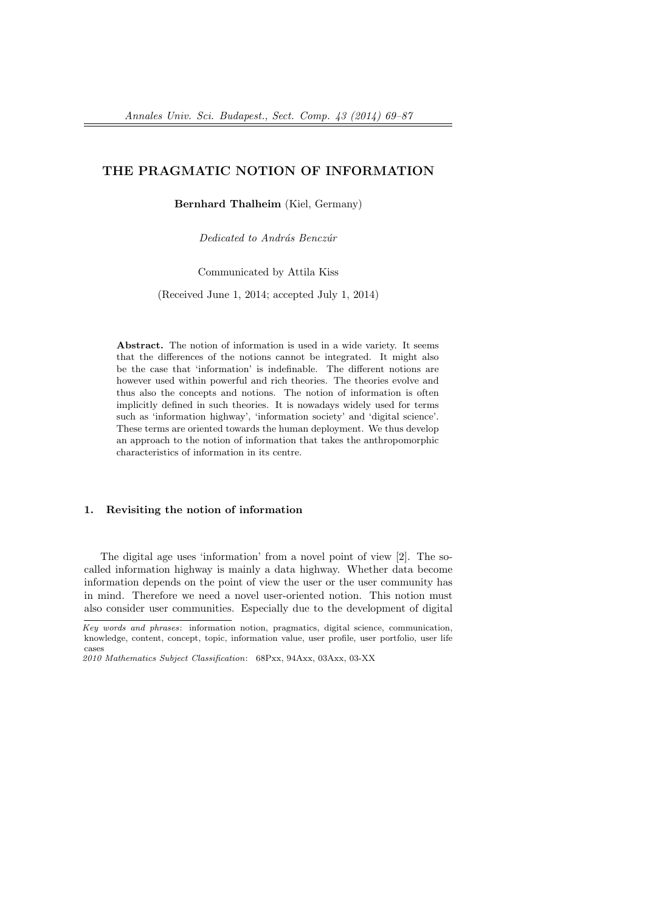# THE PRAGMATIC NOTION OF INFORMATION

**Bernhard Thalheim** (Kiel, Germany)

*Dedicated to András Benczúr*

Communicated by Attila Kiss

(Received June 1, 2014; accepted July 1, 2014)

**Abstract.** The notion of information is used in a wide variety. It seems that the differences of the notions cannot be integrated. It might also be the case that 'information' is indefinable. The different notions are however used within powerful and rich theories. The theories evolve and thus also the concepts and notions. The notion of information is often implicitly defined in such theories. It is nowadays widely used for terms such as 'information highway', 'information society' and 'digital science'. These terms are oriented towards the human deployment. We thus develop an approach to the notion of information that takes the anthropomorphic characteristics of information in its centre.

## 1. Revisiting the notion of information

The digital age uses 'information' from a novel point of view [2]. The so-called information highway is mainly a data highway. Whether data become information depends on the point of view the user or the user community has in mind. Therefore we need a novel user-oriented notion. This notion must also consider user communities. Especially due to the development of digital

---

*Key words and phrases*: information notion, pragmatics, digital science, communication, knowledge, content, concept, topic, information value, user profile, user portfolio, user life cases

*2010 Mathematics Subject Classification*: 68Pxx, 94Axx, 03Axx, 03-XX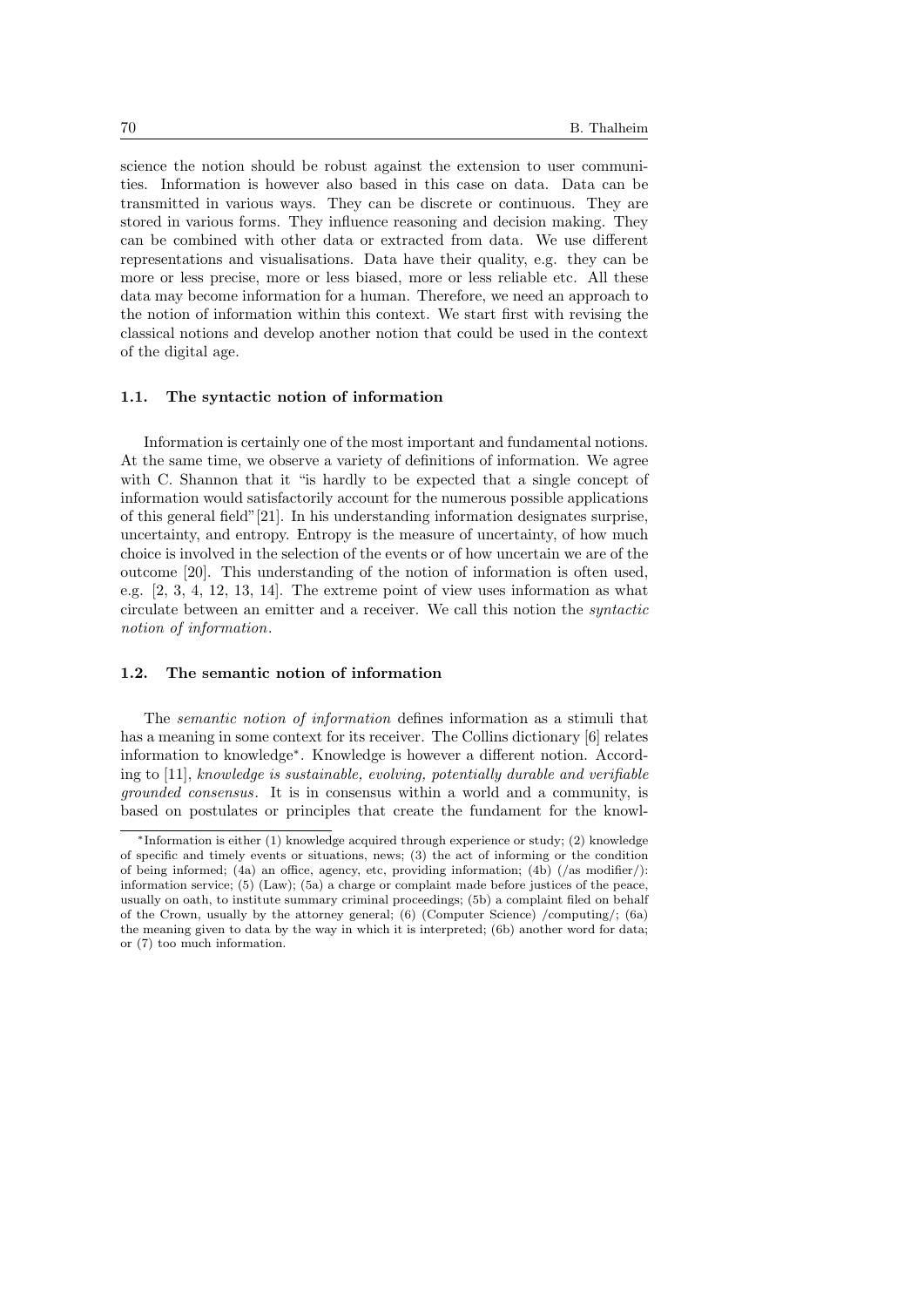science the notion should be robust against the extension to user communities. Information is however also based in this case on data. Data can be transmitted in various ways. They can be discrete or continuous. They are stored in various forms. They influence reasoning and decision making. They can be combined with other data or extracted from data. We use different representations and visualisations. Data have their quality, e.g. they can be more or less precise, more or less biased, more or less reliable etc. All these data may become information for a human. Therefore, we need an approach to the notion of information within this context. We start first with revising the classical notions and develop another notion that could be used in the context of the digital age.

### 1.1. The syntactic notion of information

Information is certainly one of the most important and fundamental notions. At the same time, we observe a variety of definitions of information. We agree with C. Shannon that it "is hardly to be expected that a single concept of information would satisfactorily account for the numerous possible applications of this general field"[21]. In his understanding information designates surprise, uncertainty, and entropy. Entropy is the measure of uncertainty, of how much choice is involved in the selection of the events or of how uncertain we are of the outcome [20]. This understanding of the notion of information is often used, e.g. [2, 3, 4, 12, 13, 14]. The extreme point of view uses information as what circulate between an emitter and a receiver. We call this notion the *syntactic notion of information*.

### 1.2. The semantic notion of information

The *semantic notion of information* defines information as a stimuli that has a meaning in some context for its receiver. The Collins dictionary [6] relates information to knowledge*. Knowledge is however a different notion. According to [11], *knowledge is sustainable, evolving, potentially durable and verifiable grounded consensus*. It is in consensus within a world and a community, is based on postulates or principles that create the fundament for the knowl-

*Information is either (1) knowledge acquired through experience or study; (2) knowledge of specific and timely events or situations, news; (3) the act of informing or the condition of being informed; (4a) an office, agency, etc, providing information; (4b) (/as modifier/): information service; (5) (Law); (5a) a charge or complaint made before justices of the peace, usually on oath, to institute summary criminal proceedings; (5b) a complaint filed on behalf of the Crown, usually by the attorney general; (6) (Computer Science) /computing/; (6a) the meaning given to data by the way in which it is interpreted; (6b) another word for data; or (7) too much information.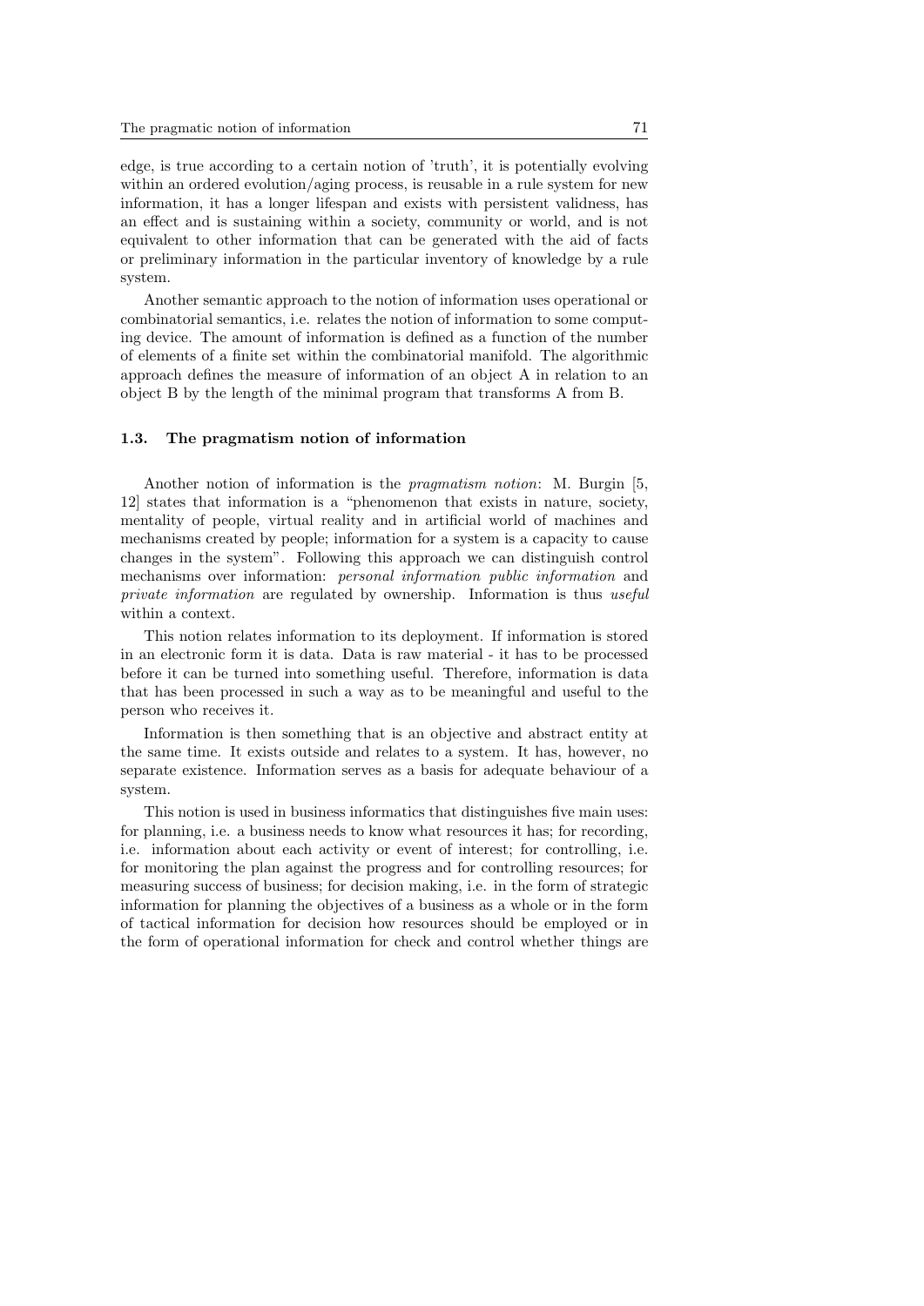edge, is true according to a certain notion of 'truth', it is potentially evolving within an ordered evolution/aging process, is reusable in a rule system for new information, it has a longer lifespan and exists with persistent validness, has an effect and is sustaining within a society, community or world, and is not equivalent to other information that can be generated with the aid of facts or preliminary information in the particular inventory of knowledge by a rule system.

Another semantic approach to the notion of information uses operational or combinatorial semantics, i.e. relates the notion of information to some computing device. The amount of information is defined as a function of the number of elements of a finite set within the combinatorial manifold. The algorithmic approach defines the measure of information of an object A in relation to an object B by the length of the minimal program that transforms A from B.

### 1.3. The pragmatism notion of information

Another notion of information is the *pragmatism notion*: M. Burgin [5, 12] states that information is a "phenomenon that exists in nature, society, mentality of people, virtual reality and in artificial world of machines and mechanisms created by people; information for a system is a capacity to cause changes in the system". Following this approach we can distinguish control mechanisms over information: *personal information public information* and *private information* are regulated by ownership. Information is thus *useful* within a context.

This notion relates information to its deployment. If information is stored in an electronic form it is data. Data is raw material - it has to be processed before it can be turned into something useful. Therefore, information is data that has been processed in such a way as to be meaningful and useful to the person who receives it.

Information is then something that is an objective and abstract entity at the same time. It exists outside and relates to a system. It has, however, no separate existence. Information serves as a basis for adequate behaviour of a system.

This notion is used in business informatics that distinguishes five main uses: for planning, i.e. a business needs to know what resources it has; for recording, i.e. information about each activity or event of interest; for controlling, i.e. for monitoring the plan against the progress and for controlling resources; for measuring success of business; for decision making, i.e. in the form of strategic information for planning the objectives of a business as a whole or in the form of tactical information for decision how resources should be employed or in the form of operational information for check and control whether things are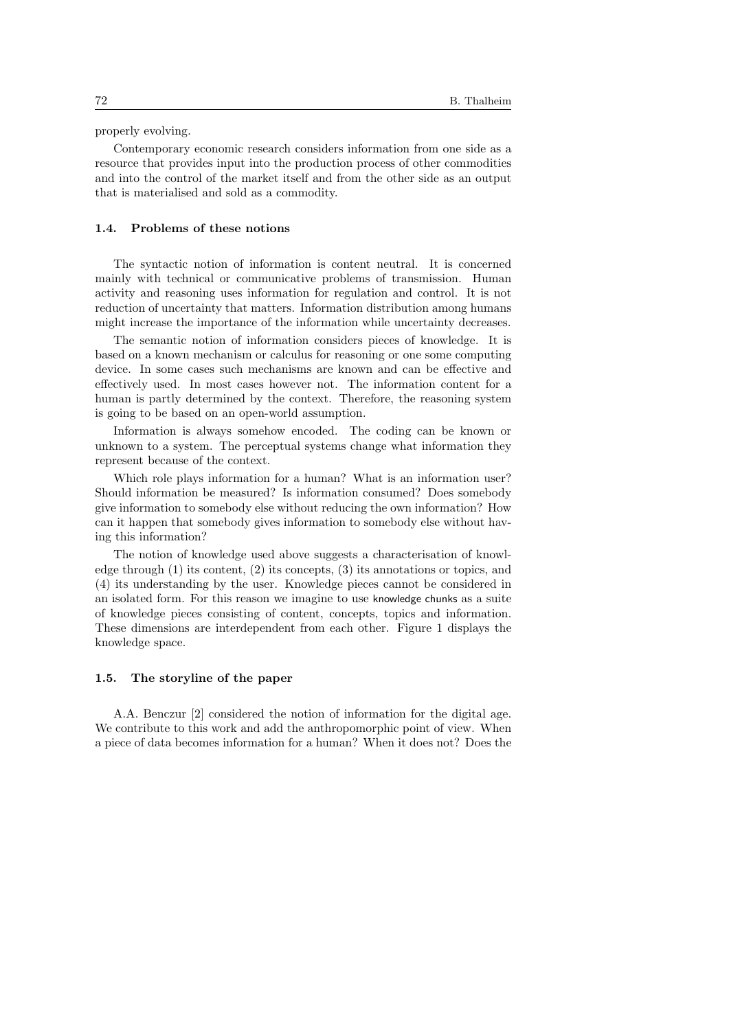properly evolving.

Contemporary economic research considers information from one side as a resource that provides input into the production process of other commodities and into the control of the market itself and from the other side as an output that is materialised and sold as a commodity.

### 1.4. Problems of these notions

The syntactic notion of information is content neutral. It is concerned mainly with technical or communicative problems of transmission. Human activity and reasoning uses information for regulation and control. It is not reduction of uncertainty that matters. Information distribution among humans might increase the importance of the information while uncertainty decreases.

The semantic notion of information considers pieces of knowledge. It is based on a known mechanism or calculus for reasoning or one some computing device. In some cases such mechanisms are known and can be effective and effectively used. In most cases however not. The information content for a human is partly determined by the context. Therefore, the reasoning system is going to be based on an open-world assumption.

Information is always somehow encoded. The coding can be known or unknown to a system. The perceptual systems change what information they represent because of the context.

Which role plays information for a human? What is an information user? Should information be measured? Is information consumed? Does somebody give information to somebody else without reducing the own information? How can it happen that somebody gives information to somebody else without having this information?

The notion of knowledge used above suggests a characterisation of knowledge through (1) its content, (2) its concepts, (3) its annotations or topics, and (4) its understanding by the user. Knowledge pieces cannot be considered in an isolated form. For this reason we imagine to use knowledge chunks as a suite of knowledge pieces consisting of content, concepts, topics and information. These dimensions are interdependent from each other. Figure 1 displays the knowledge space.

### 1.5. The storyline of the paper

A.A. Benczur [2] considered the notion of information for the digital age. We contribute to this work and add the anthropomorphic point of view. When a piece of data becomes information for a human? When it does not? Does the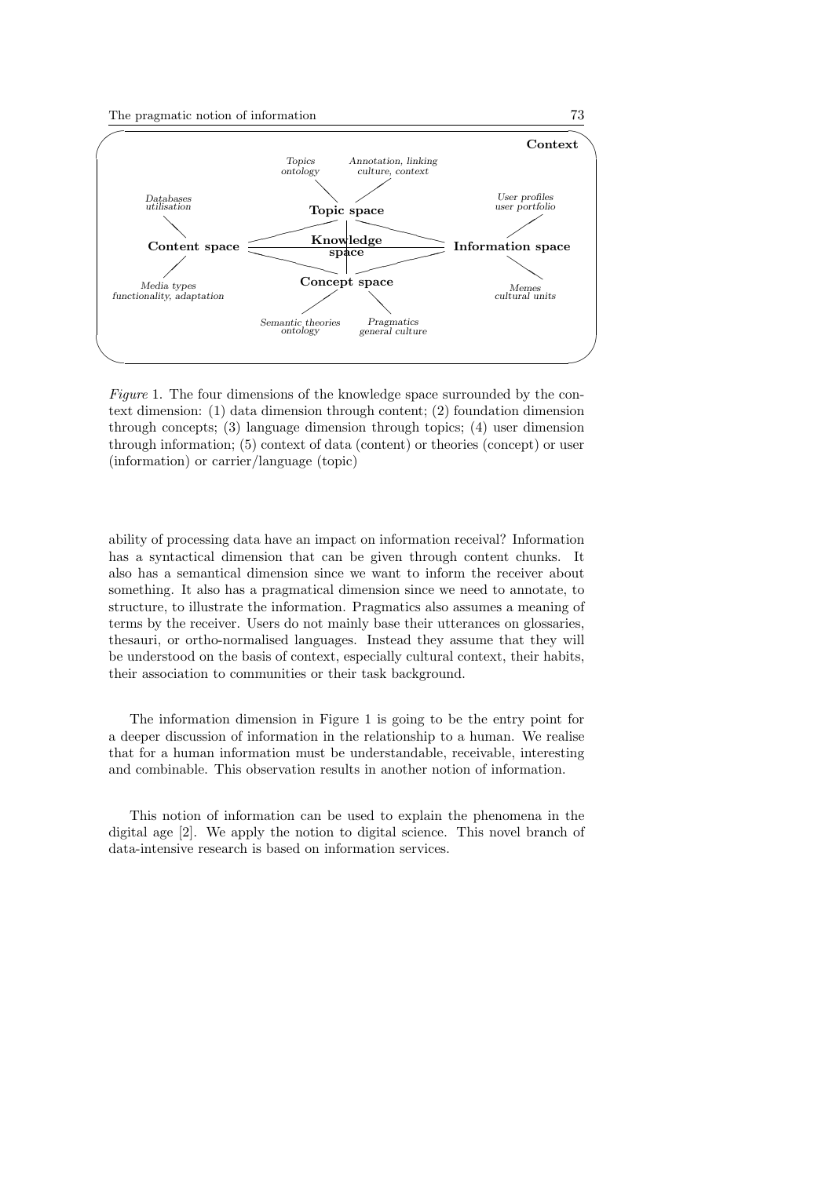*Figure* 1. The four dimensions of the knowledge space surrounded by the context dimension: (1) data dimension through content; (2) foundation dimension through concepts; (3) language dimension through topics; (4) user dimension through information; (5) context of data (content) or theories (concept) or user (information) or carrier/language (topic)

ability of processing data have an impact on information receival? Information has a syntactical dimension that can be given through content chunks. It also has a semantical dimension since we want to inform the receiver about something. It also has a pragmatical dimension since we need to annotate, to structure, to illustrate the information. Pragmatics also assumes a meaning of terms by the receiver. Users do not mainly base their utterances on glossaries, thesauri, or ortho-normalised languages. Instead they assume that they will be understood on the basis of context, especially cultural context, their habits, their association to communities or their task background.

The information dimension in Figure 1 is going to be the entry point for a deeper discussion of information in the relationship to a human. We realise that for a human information must be understandable, receivable, interesting and combinable. This observation results in another notion of information.

This notion of information can be used to explain the phenomena in the digital age [2]. We apply the notion to digital science. This novel branch of data-intensive research is based on information services.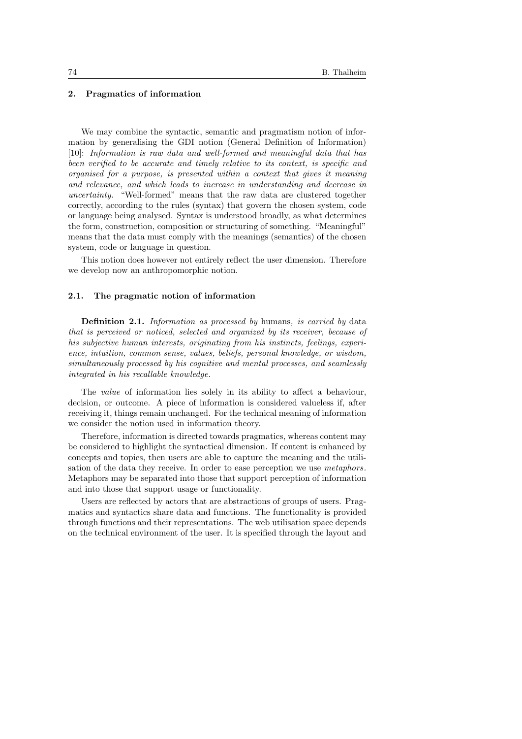## 2. Pragmatics of information

We may combine the syntactic, semantic and pragmatism notion of information by generalising the GDI notion (General Definition of Information) [10]: *Information is raw data and well-formed and meaningful data that has been verified to be accurate and timely relative to its context, is specific and organised for a purpose, is presented within a context that gives it meaning and relevance, and which leads to increase in understanding and decrease in uncertainty.* "Well-formed" means that the raw data are clustered together correctly, according to the rules (syntax) that govern the chosen system, code or language being analysed. Syntax is understood broadly, as what determines the form, construction, composition or structuring of something. "Meaningful" means that the data must comply with the meanings (semantics) of the chosen system, code or language in question.

This notion does however not entirely reflect the user dimension. Therefore we develop now an anthropomorphic notion.

### 2.1. The pragmatic notion of information

**Definition 2.1.** *Information as processed by* humans*, is carried by* data *that is perceived or noticed, selected and organized by its receiver, because of his subjective human interests, originating from his instincts, feelings, experience, intuition, common sense, values, beliefs, personal knowledge, or wisdom, simultaneously processed by his cognitive and mental processes, and seamlessly integrated in his recallable knowledge.*

The *value* of information lies solely in its ability to affect a behaviour, decision, or outcome. A piece of information is considered valueless if, after receiving it, things remain unchanged. For the technical meaning of information we consider the notion used in information theory.

Therefore, information is directed towards pragmatics, whereas content may be considered to highlight the syntactical dimension. If content is enhanced by concepts and topics, then users are able to capture the meaning and the utilisation of the data they receive. In order to ease perception we use *metaphors*. Metaphors may be separated into those that support perception of information and into those that support usage or functionality.

Users are reflected by actors that are abstractions of groups of users. Pragmatics and syntactics share data and functions. The functionality is provided through functions and their representations. The web utilisation space depends on the technical environment of the user. It is specified through the layout and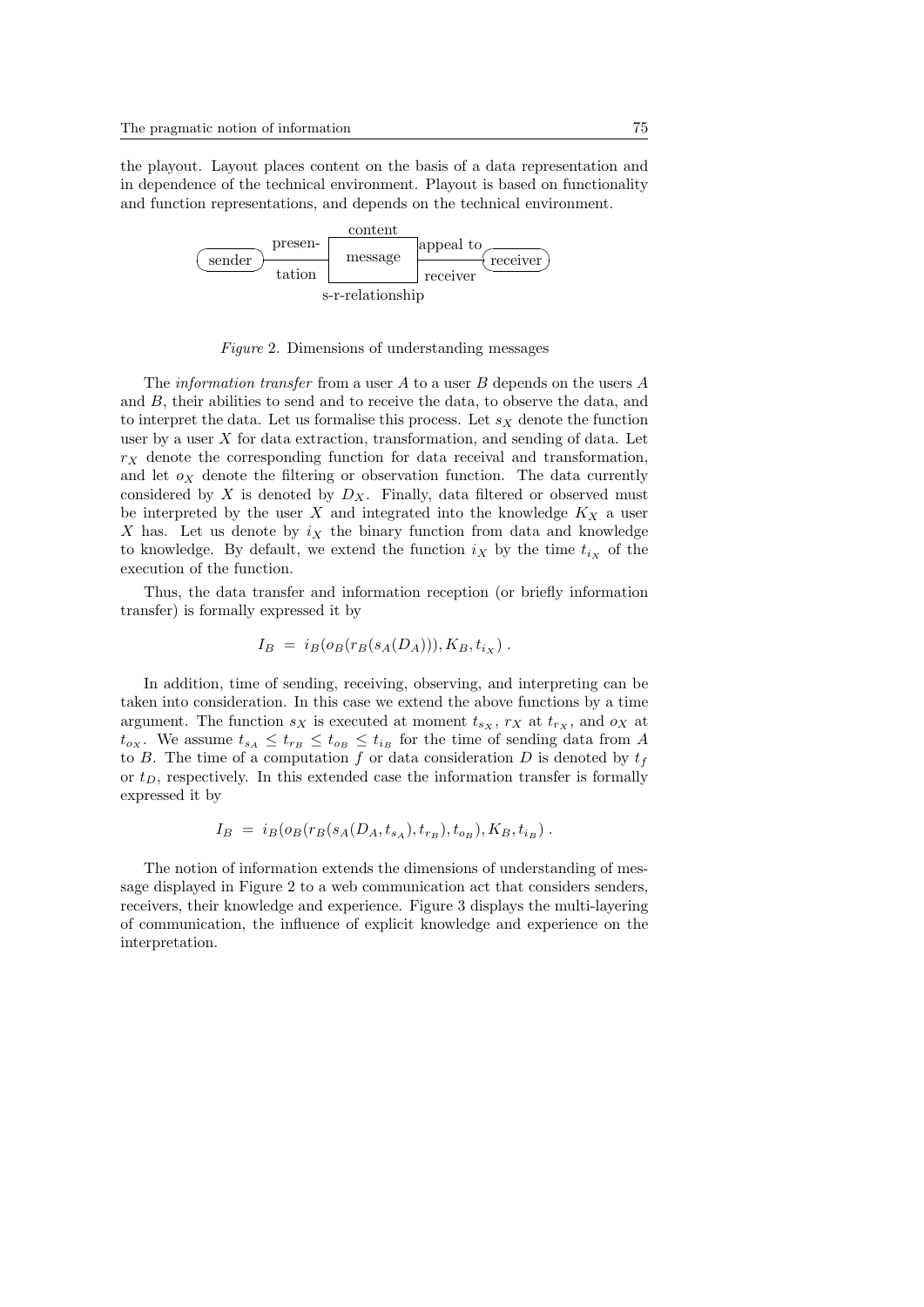the playout. Layout places content on the basis of a data representation and in dependence of the technical environment. Playout is based on functionality and function representations, and depends on the technical environment.

Figure 2. Dimensions of understanding messages

The *information transfer* from a user $A$ to a user $B$ depends on the users $A$ and $B$, their abilities to send and to receive the data, to observe the data, and to interpret the data. Let us formalise this process. Let $s_X$ denote the function user by a user $X$ for data extraction, transformation, and sending of data. Let $r_X$ denote the corresponding function for data receival and transformation, and let $o_X$ denote the filtering or observation function. The data currently considered by $X$ is denoted by $D_X$. Finally, data filtered or observed must be interpreted by the user $X$ and integrated into the knowledge $K_X$ a user $X$ has. Let us denote by $i_X$ the binary function from data and knowledge to knowledge. By default, we extend the function $i_X$ by the time $t_{i_X}$ of the execution of the function.

Thus, the data transfer and information reception (or briefly information transfer) is formally expressed it by

$$I_B \;=\; i_B(o_B(r_B(s_A(D_A))), K_B, t_{i_X}) \,.$$

In addition, time of sending, receiving, observing, and interpreting can be taken into consideration. In this case we extend the above functions by a time argument. The function $s_X$ is executed at moment $t_{s_X}$, $r_X$ at $t_{r_X}$, and $o_X$ at $t_{o_X}$. We assume $t_{s_A} \leq t_{r_B} \leq t_{o_B} \leq t_{i_B}$ for the time of sending data from $A$ to $B$. The time of a computation $f$ or data consideration $D$ is denoted by $t_f$ or $t_D$, respectively. In this extended case the information transfer is formally expressed it by

$$I_B \;=\; i_B(o_B(r_B(s_A(D_A, t_{s_A}), t_{r_B}), t_{o_B}), K_B, t_{i_B}) \,.$$

The notion of information extends the dimensions of understanding of message displayed in Figure 2 to a web communication act that considers senders, receivers, their knowledge and experience. Figure 3 displays the multi-layering of communication, the influence of explicit knowledge and experience on the interpretation.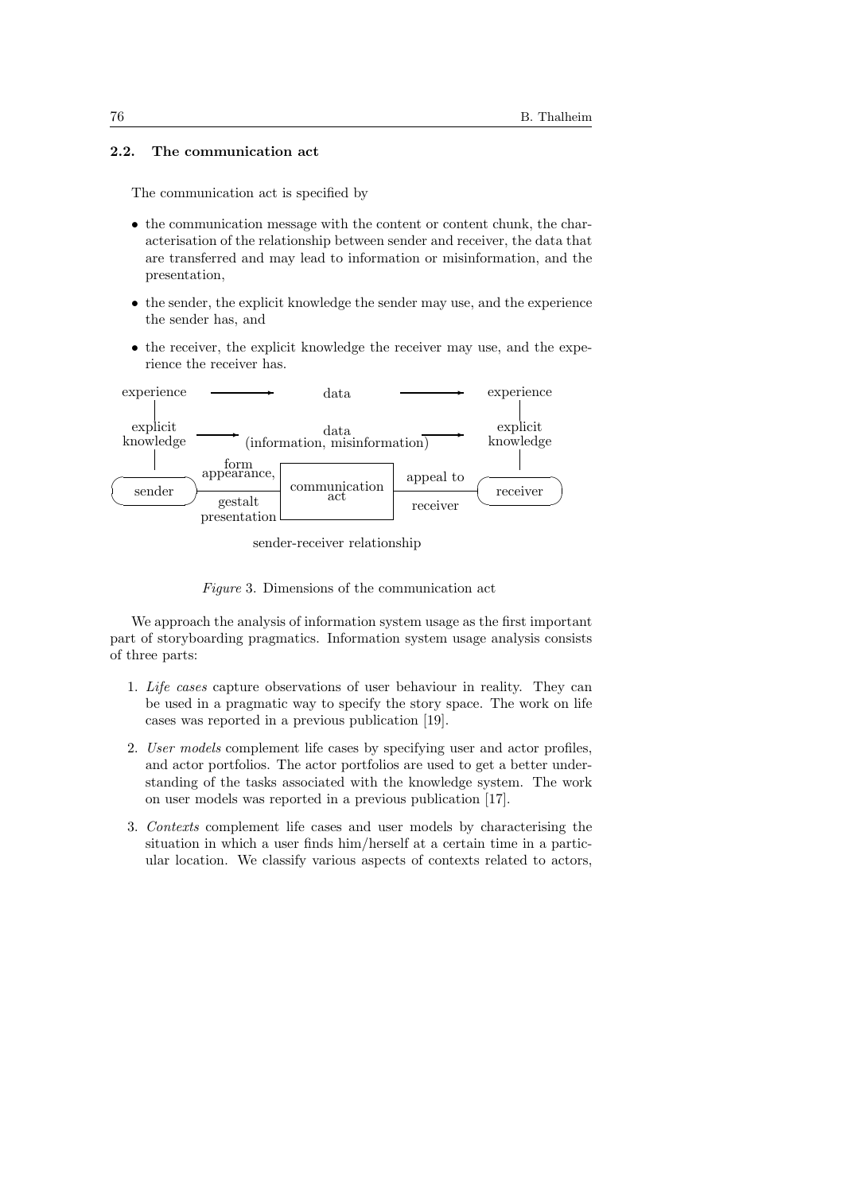### 2.2. The communication act

The communication act is specified by

- the communication message with the content or content chunk, the characterisation of the relationship between sender and receiver, the data that are transferred and may lead to information or misinformation, and the presentation,
- the sender, the explicit knowledge the sender may use, and the experience the sender has, and
- the receiver, the explicit knowledge the receiver may use, and the experience the receiver has.

experience → data → experience

explicit knowledge → data (information, misinformation) → explicit knowledge

sender — form appearance, gestalt presentation — communication act — appeal to receiver — receiver

sender-receiver relationship

*Figure* 3. Dimensions of the communication act

We approach the analysis of information system usage as the first important part of storyboarding pragmatics. Information system usage analysis consists of three parts:

1. *Life cases* capture observations of user behaviour in reality. They can be used in a pragmatic way to specify the story space. The work on life cases was reported in a previous publication [19].
2. *User models* complement life cases by specifying user and actor profiles, and actor portfolios. The actor portfolios are used to get a better understanding of the tasks associated with the knowledge system. The work on user models was reported in a previous publication [17].
3. *Contexts* complement life cases and user models by characterising the situation in which a user finds him/herself at a certain time in a particular location. We classify various aspects of contexts related to actors,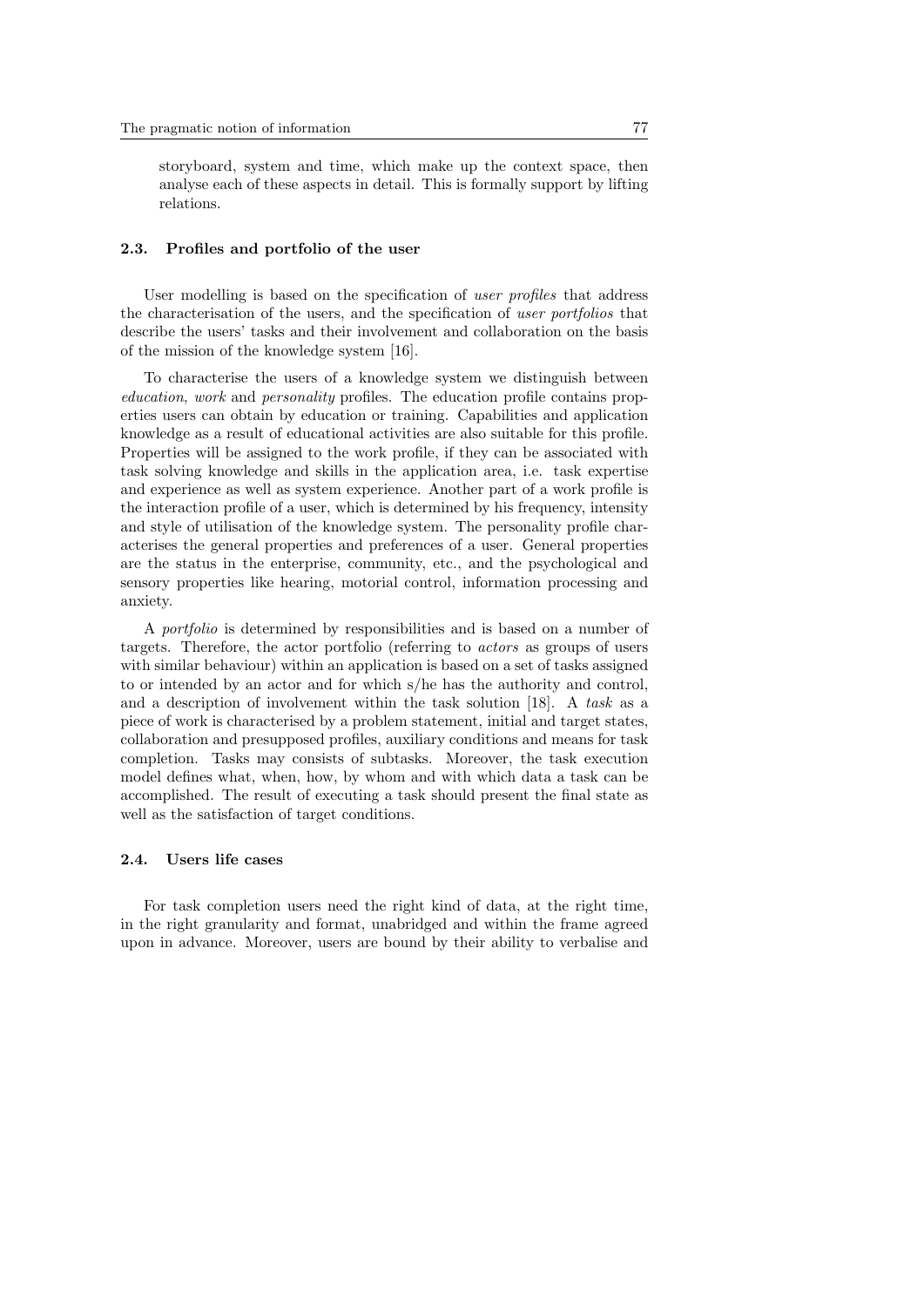storyboard, system and time, which make up the context space, then analyse each of these aspects in detail. This is formally support by lifting relations.

### 2.3. Profiles and portfolio of the user

User modelling is based on the specification of *user profiles* that address the characterisation of the users, and the specification of *user portfolios* that describe the users' tasks and their involvement and collaboration on the basis of the mission of the knowledge system [16].

To characterise the users of a knowledge system we distinguish between *education*, *work* and *personality* profiles. The education profile contains properties users can obtain by education or training. Capabilities and application knowledge as a result of educational activities are also suitable for this profile. Properties will be assigned to the work profile, if they can be associated with task solving knowledge and skills in the application area, i.e. task expertise and experience as well as system experience. Another part of a work profile is the interaction profile of a user, which is determined by his frequency, intensity and style of utilisation of the knowledge system. The personality profile characterises the general properties and preferences of a user. General properties are the status in the enterprise, community, etc., and the psychological and sensory properties like hearing, motorial control, information processing and anxiety.

A *portfolio* is determined by responsibilities and is based on a number of targets. Therefore, the actor portfolio (referring to *actors* as groups of users with similar behaviour) within an application is based on a set of tasks assigned to or intended by an actor and for which s/he has the authority and control, and a description of involvement within the task solution [18]. A *task* as a piece of work is characterised by a problem statement, initial and target states, collaboration and presupposed profiles, auxiliary conditions and means for task completion. Tasks may consists of subtasks. Moreover, the task execution model defines what, when, how, by whom and with which data a task can be accomplished. The result of executing a task should present the final state as well as the satisfaction of target conditions.

### 2.4. Users life cases

For task completion users need the right kind of data, at the right time, in the right granularity and format, unabridged and within the frame agreed upon in advance. Moreover, users are bound by their ability to verbalise and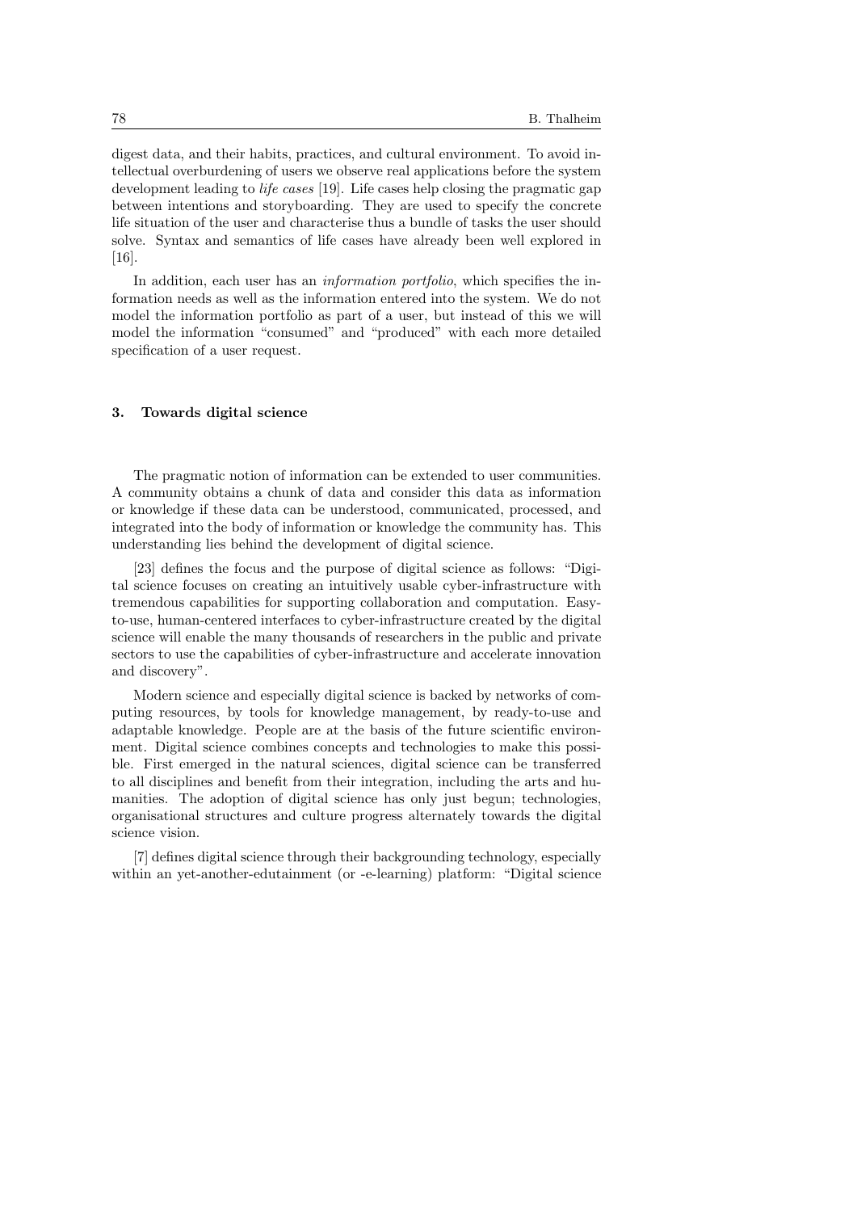digest data, and their habits, practices, and cultural environment. To avoid intellectual overburdening of users we observe real applications before the system development leading to *life cases* [19]. Life cases help closing the pragmatic gap between intentions and storyboarding. They are used to specify the concrete life situation of the user and characterise thus a bundle of tasks the user should solve. Syntax and semantics of life cases have already been well explored in [16].

In addition, each user has an *information portfolio*, which specifies the information needs as well as the information entered into the system. We do not model the information portfolio as part of a user, but instead of this we will model the information "consumed" and "produced" with each more detailed specification of a user request.

## 3. Towards digital science

The pragmatic notion of information can be extended to user communities. A community obtains a chunk of data and consider this data as information or knowledge if these data can be understood, communicated, processed, and integrated into the body of information or knowledge the community has. This understanding lies behind the development of digital science.

[23] defines the focus and the purpose of digital science as follows: "Digital science focuses on creating an intuitively usable cyber-infrastructure with tremendous capabilities for supporting collaboration and computation. Easy-to-use, human-centered interfaces to cyber-infrastructure created by the digital science will enable the many thousands of researchers in the public and private sectors to use the capabilities of cyber-infrastructure and accelerate innovation and discovery".

Modern science and especially digital science is backed by networks of computing resources, by tools for knowledge management, by ready-to-use and adaptable knowledge. People are at the basis of the future scientific environment. Digital science combines concepts and technologies to make this possible. First emerged in the natural sciences, digital science can be transferred to all disciplines and benefit from their integration, including the arts and humanities. The adoption of digital science has only just begun; technologies, organisational structures and culture progress alternately towards the digital science vision.

[7] defines digital science through their backgrounding technology, especially within an yet-another-edutainment (or -e-learning) platform: "Digital science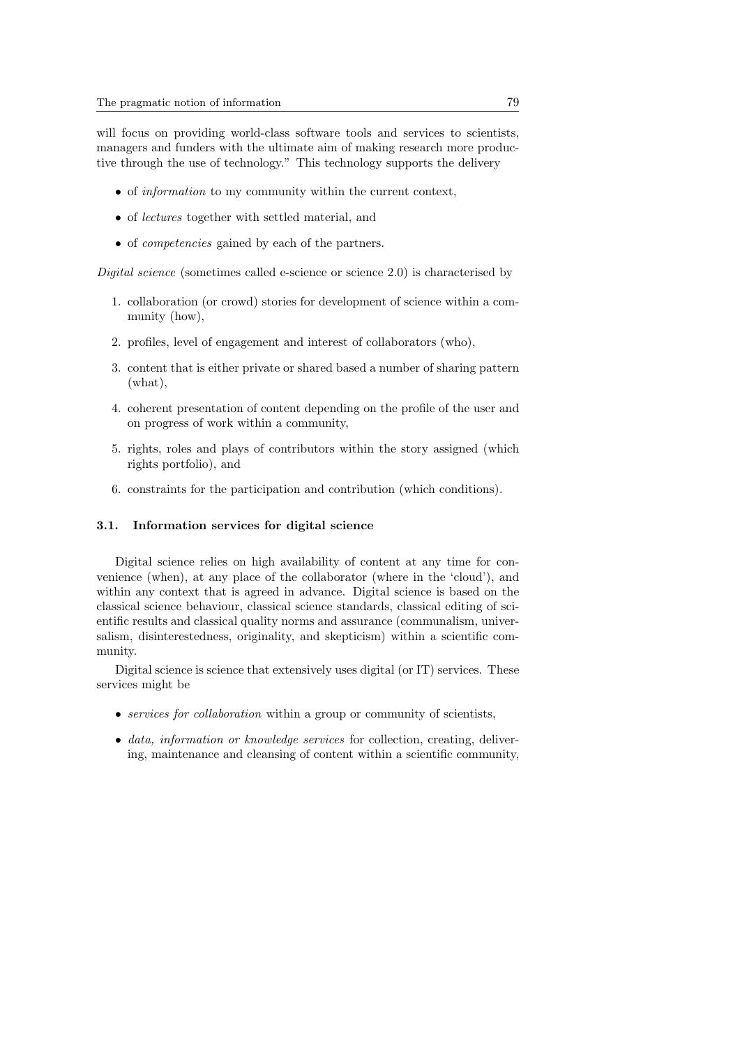will focus on providing world-class software tools and services to scientists, managers and funders with the ultimate aim of making research more productive through the use of technology." This technology supports the delivery

- of *information* to my community within the current context,
- of *lectures* together with settled material, and
- of *competencies* gained by each of the partners.

*Digital science* (sometimes called e-science or science 2.0) is characterised by

1. collaboration (or crowd) stories for development of science within a community (how),
2. profiles, level of engagement and interest of collaborators (who),
3. content that is either private or shared based a number of sharing pattern (what),
4. coherent presentation of content depending on the profile of the user and on progress of work within a community,
5. rights, roles and plays of contributors within the story assigned (which rights portfolio), and
6. constraints for the participation and contribution (which conditions).

### 3.1. Information services for digital science

Digital science relies on high availability of content at any time for convenience (when), at any place of the collaborator (where in the 'cloud'), and within any context that is agreed in advance. Digital science is based on the classical science behaviour, classical science standards, classical editing of scientific results and classical quality norms and assurance (communalism, universalism, disinterestedness, originality, and skepticism) within a scientific community.

Digital science is science that extensively uses digital (or IT) services. These services might be

- *services for collaboration* within a group or community of scientists,
- *data, information or knowledge services* for collection, creating, delivering, maintenance and cleansing of content within a scientific community,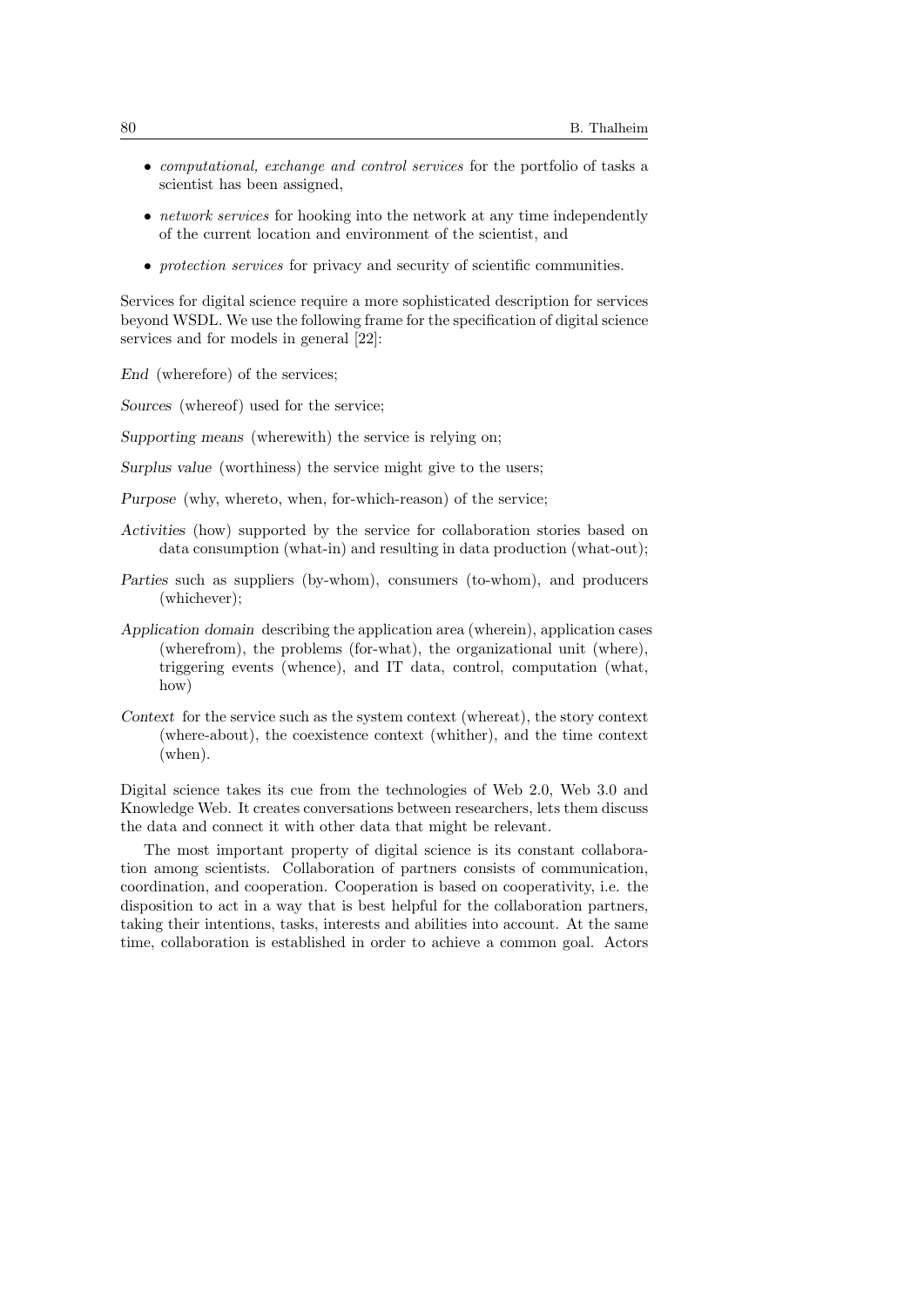- *computational, exchange and control services* for the portfolio of tasks a scientist has been assigned,
- *network services* for hooking into the network at any time independently of the current location and environment of the scientist, and
- *protection services* for privacy and security of scientific communities.

Services for digital science require a more sophisticated description for services beyond WSDL. We use the following frame for the specification of digital science services and for models in general [22]:

*End* (wherefore) of the services;

*Sources* (whereof) used for the service;

*Supporting means* (wherewith) the service is relying on;

*Surplus value* (worthiness) the service might give to the users;

*Purpose* (why, whereto, when, for-which-reason) of the service;

*Activities* (how) supported by the service for collaboration stories based on data consumption (what-in) and resulting in data production (what-out);

*Parties* such as suppliers (by-whom), consumers (to-whom), and producers (whichever);

*Application domain* describing the application area (wherein), application cases (wherefrom), the problems (for-what), the organizational unit (where), triggering events (whence), and IT data, control, computation (what, how)

*Context* for the service such as the system context (whereat), the story context (where-about), the coexistence context (whither), and the time context (when).

Digital science takes its cue from the technologies of Web 2.0, Web 3.0 and Knowledge Web. It creates conversations between researchers, lets them discuss the data and connect it with other data that might be relevant.

The most important property of digital science is its constant collaboration among scientists. Collaboration of partners consists of communication, coordination, and cooperation. Cooperation is based on cooperativity, i.e. the disposition to act in a way that is best helpful for the collaboration partners, taking their intentions, tasks, interests and abilities into account. At the same time, collaboration is established in order to achieve a common goal. Actors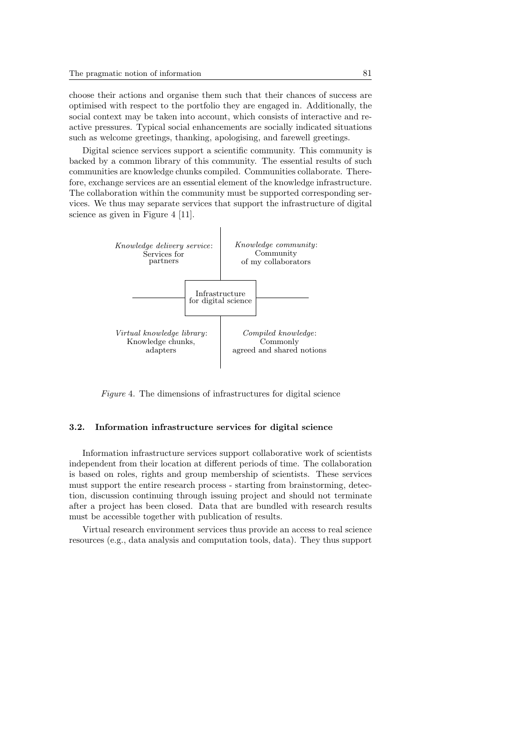choose their actions and organise them such that their chances of success are optimised with respect to the portfolio they are engaged in. Additionally, the social context may be taken into account, which consists of interactive and reactive pressures. Typical social enhancements are socially indicated situations such as welcome greetings, thanking, apologising, and farewell greetings.

Digital science services support a scientific community. This community is backed by a common library of this community. The essential results of such communities are knowledge chunks compiled. Communities collaborate. Therefore, exchange services are an essential element of the knowledge infrastructure. The collaboration within the community must be supported corresponding services. We thus may separate services that support the infrastructure of digital science as given in Figure 4 [11].

| *Knowledge delivery service*: Services for partners | *Knowledge community*: Community of my collaborators |
|---|---|
| **Infrastructure for digital science** | |
| *Virtual knowledge library*: Knowledge chunks, adapters | *Compiled knowledge*: Commonly agreed and shared notions |

*Figure* 4. The dimensions of infrastructures for digital science

### 3.2. Information infrastructure services for digital science

Information infrastructure services support collaborative work of scientists independent from their location at different periods of time. The collaboration is based on roles, rights and group membership of scientists. These services must support the entire research process - starting from brainstorming, detection, discussion continuing through issuing project and should not terminate after a project has been closed. Data that are bundled with research results must be accessible together with publication of results.

Virtual research environment services thus provide an access to real science resources (e.g., data analysis and computation tools, data). They thus support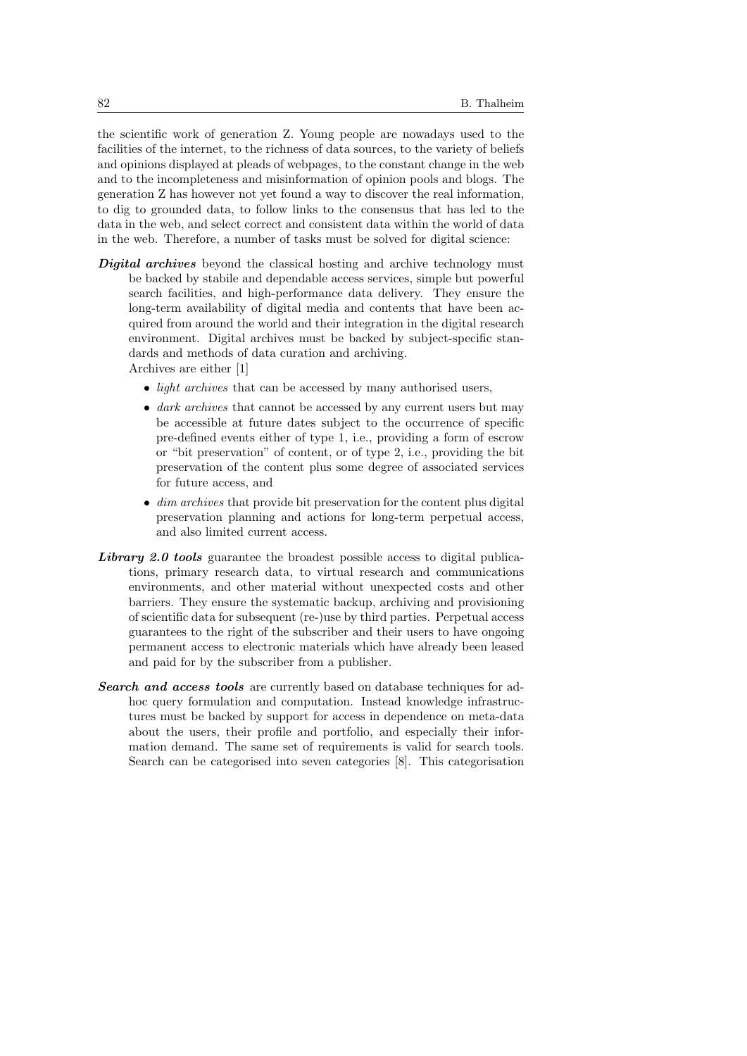the scientific work of generation Z. Young people are nowadays used to the facilities of the internet, to the richness of data sources, to the variety of beliefs and opinions displayed at pleads of webpages, to the constant change in the web and to the incompleteness and misinformation of opinion pools and blogs. The generation Z has however not yet found a way to discover the real information, to dig to grounded data, to follow links to the consensus that has led to the data in the web, and select correct and consistent data within the world of data in the web. Therefore, a number of tasks must be solved for digital science:

***Digital archives*** beyond the classical hosting and archive technology must be backed by stabile and dependable access services, simple but powerful search facilities, and high-performance data delivery. They ensure the long-term availability of digital media and contents that have been acquired from around the world and their integration in the digital research environment. Digital archives must be backed by subject-specific standards and methods of data curation and archiving.
Archives are either [1]

- *light archives* that can be accessed by many authorised users,
- *dark archives* that cannot be accessed by any current users but may be accessible at future dates subject to the occurrence of specific pre-defined events either of type 1, i.e., providing a form of escrow or "bit preservation" of content, or of type 2, i.e., providing the bit preservation of the content plus some degree of associated services for future access, and
- *dim archives* that provide bit preservation for the content plus digital preservation planning and actions for long-term perpetual access, and also limited current access.

***Library 2.0 tools*** guarantee the broadest possible access to digital publications, primary research data, to virtual research and communications environments, and other material without unexpected costs and other barriers. They ensure the systematic backup, archiving and provisioning of scientific data for subsequent (re-)use by third parties. Perpetual access guarantees to the right of the subscriber and their users to have ongoing permanent access to electronic materials which have already been leased and paid for by the subscriber from a publisher.

***Search and access tools*** are currently based on database techniques for ad-hoc query formulation and computation. Instead knowledge infrastructures must be backed by support for access in dependence on meta-data about the users, their profile and portfolio, and especially their information demand. The same set of requirements is valid for search tools. Search can be categorised into seven categories [8]. This categorisation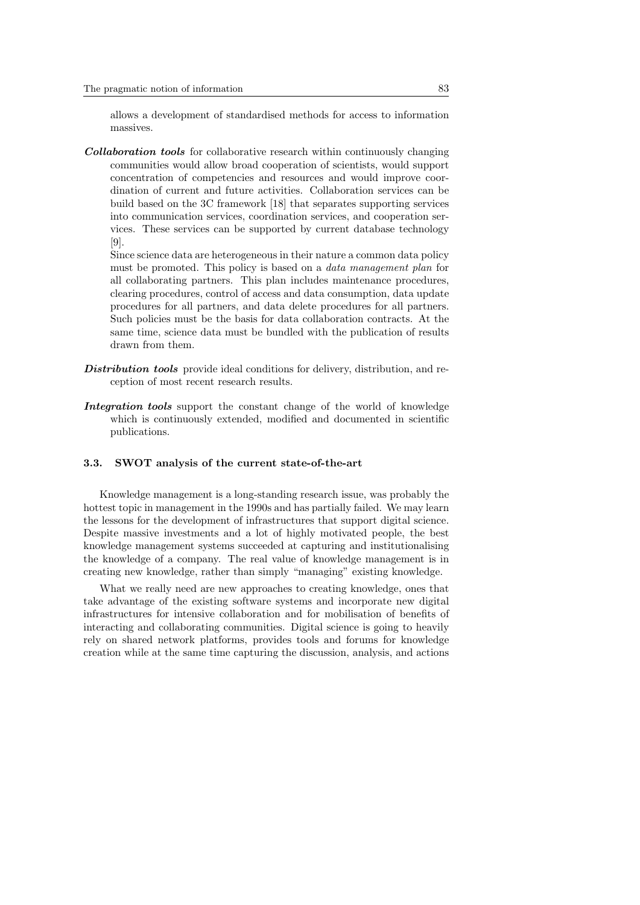allows a development of standardised methods for access to information massives.

***Collaboration tools*** for collaborative research within continuously changing communities would allow broad cooperation of scientists, would support concentration of competencies and resources and would improve coordination of current and future activities. Collaboration services can be build based on the 3C framework [18] that separates supporting services into communication services, coordination services, and cooperation services. These services can be supported by current database technology [9].

Since science data are heterogeneous in their nature a common data policy must be promoted. This policy is based on a *data management plan* for all collaborating partners. This plan includes maintenance procedures, clearing procedures, control of access and data consumption, data update procedures for all partners, and data delete procedures for all partners. Such policies must be the basis for data collaboration contracts. At the same time, science data must be bundled with the publication of results drawn from them.

***Distribution tools*** provide ideal conditions for delivery, distribution, and reception of most recent research results.

***Integration tools*** support the constant change of the world of knowledge which is continuously extended, modified and documented in scientific publications.

### 3.3. SWOT analysis of the current state-of-the-art

Knowledge management is a long-standing research issue, was probably the hottest topic in management in the 1990s and has partially failed. We may learn the lessons for the development of infrastructures that support digital science. Despite massive investments and a lot of highly motivated people, the best knowledge management systems succeeded at capturing and institutionalising the knowledge of a company. The real value of knowledge management is in creating new knowledge, rather than simply "managing" existing knowledge.

What we really need are new approaches to creating knowledge, ones that take advantage of the existing software systems and incorporate new digital infrastructures for intensive collaboration and for mobilisation of benefits of interacting and collaborating communities. Digital science is going to heavily rely on shared network platforms, provides tools and forums for knowledge creation while at the same time capturing the discussion, analysis, and actions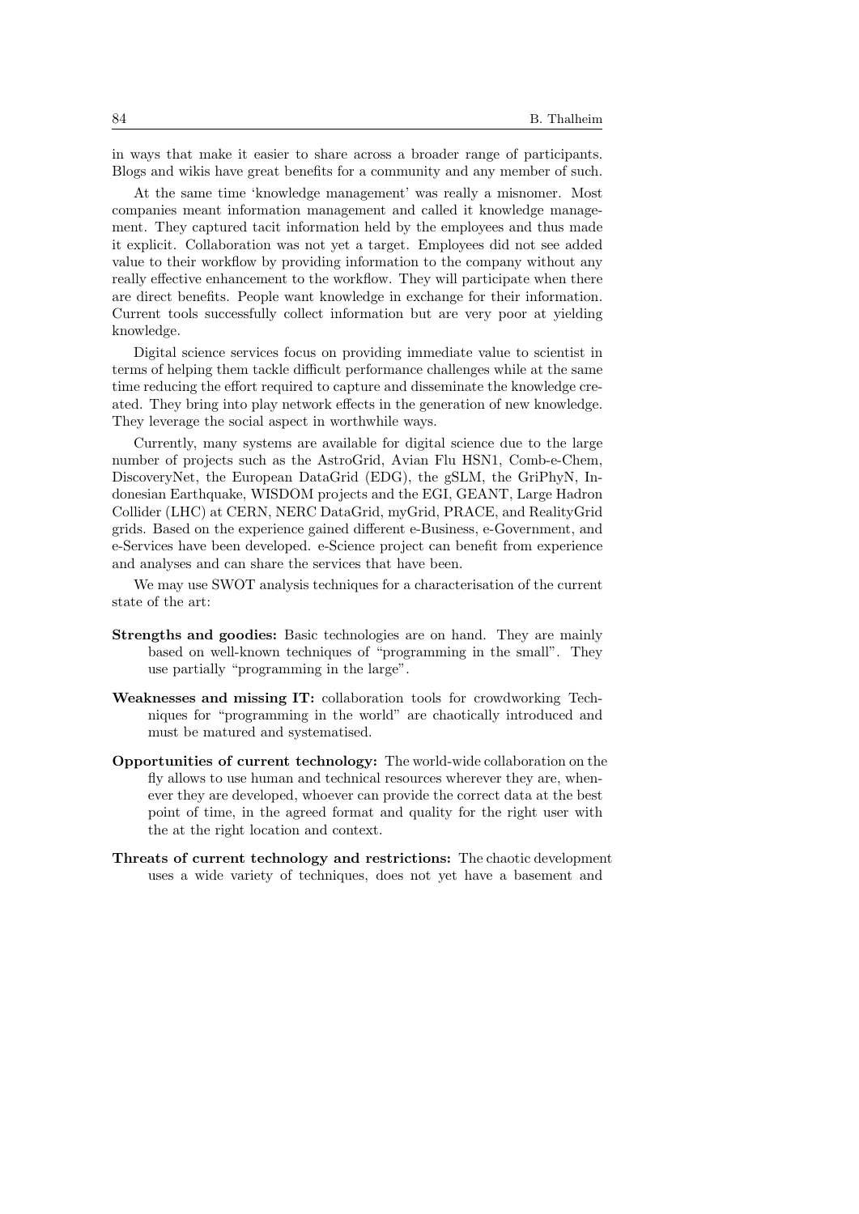in ways that make it easier to share across a broader range of participants. Blogs and wikis have great benefits for a community and any member of such.

At the same time 'knowledge management' was really a misnomer. Most companies meant information management and called it knowledge management. They captured tacit information held by the employees and thus made it explicit. Collaboration was not yet a target. Employees did not see added value to their workflow by providing information to the company without any really effective enhancement to the workflow. They will participate when there are direct benefits. People want knowledge in exchange for their information. Current tools successfully collect information but are very poor at yielding knowledge.

Digital science services focus on providing immediate value to scientist in terms of helping them tackle difficult performance challenges while at the same time reducing the effort required to capture and disseminate the knowledge created. They bring into play network effects in the generation of new knowledge. They leverage the social aspect in worthwhile ways.

Currently, many systems are available for digital science due to the large number of projects such as the AstroGrid, Avian Flu HSN1, Comb-e-Chem, DiscoveryNet, the European DataGrid (EDG), the gSLM, the GriPhyN, Indonesian Earthquake, WISDOM projects and the EGI, GEANT, Large Hadron Collider (LHC) at CERN, NERC DataGrid, myGrid, PRACE, and RealityGrid grids. Based on the experience gained different e-Business, e-Government, and e-Services have been developed. e-Science project can benefit from experience and analyses and can share the services that have been.

We may use SWOT analysis techniques for a characterisation of the current state of the art:

**Strengths and goodies:** Basic technologies are on hand. They are mainly based on well-known techniques of "programming in the small". They use partially "programming in the large".

**Weaknesses and missing IT:** collaboration tools for crowdworking Techniques for "programming in the world" are chaotically introduced and must be matured and systematised.

**Opportunities of current technology:** The world-wide collaboration on the fly allows to use human and technical resources wherever they are, whenever they are developed, whoever can provide the correct data at the best point of time, in the agreed format and quality for the right user with the at the right location and context.

**Threats of current technology and restrictions:** The chaotic development uses a wide variety of techniques, does not yet have a basement and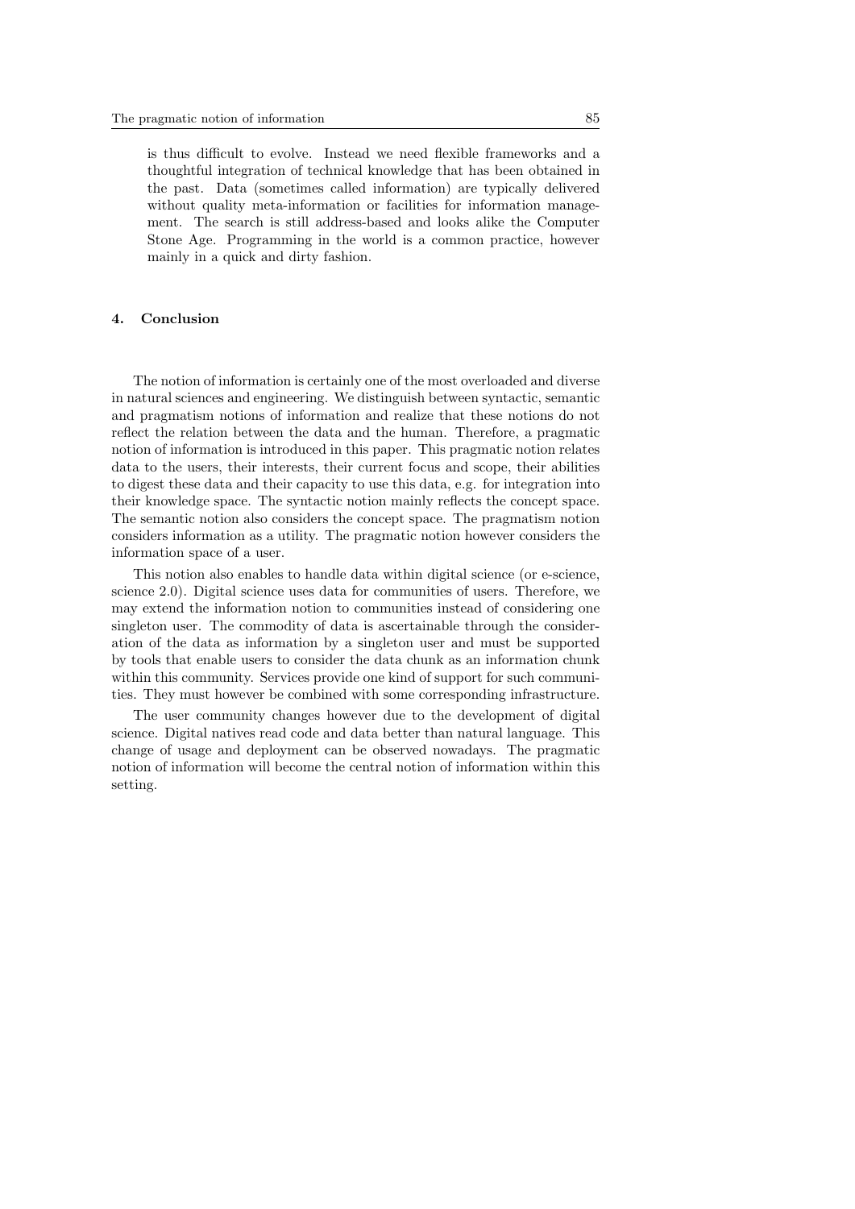is thus difficult to evolve. Instead we need flexible frameworks and a thoughtful integration of technical knowledge that has been obtained in the past. Data (sometimes called information) are typically delivered without quality meta-information or facilities for information management. The search is still address-based and looks alike the Computer Stone Age. Programming in the world is a common practice, however mainly in a quick and dirty fashion.

## 4. Conclusion

The notion of information is certainly one of the most overloaded and diverse in natural sciences and engineering. We distinguish between syntactic, semantic and pragmatism notions of information and realize that these notions do not reflect the relation between the data and the human. Therefore, a pragmatic notion of information is introduced in this paper. This pragmatic notion relates data to the users, their interests, their current focus and scope, their abilities to digest these data and their capacity to use this data, e.g. for integration into their knowledge space. The syntactic notion mainly reflects the concept space. The semantic notion also considers the concept space. The pragmatism notion considers information as a utility. The pragmatic notion however considers the information space of a user.

This notion also enables to handle data within digital science (or e-science, science 2.0). Digital science uses data for communities of users. Therefore, we may extend the information notion to communities instead of considering one singleton user. The commodity of data is ascertainable through the consideration of the data as information by a singleton user and must be supported by tools that enable users to consider the data chunk as an information chunk within this community. Services provide one kind of support for such communities. They must however be combined with some corresponding infrastructure.

The user community changes however due to the development of digital science. Digital natives read code and data better than natural language. This change of usage and deployment can be observed nowadays. The pragmatic notion of information will become the central notion of information within this setting.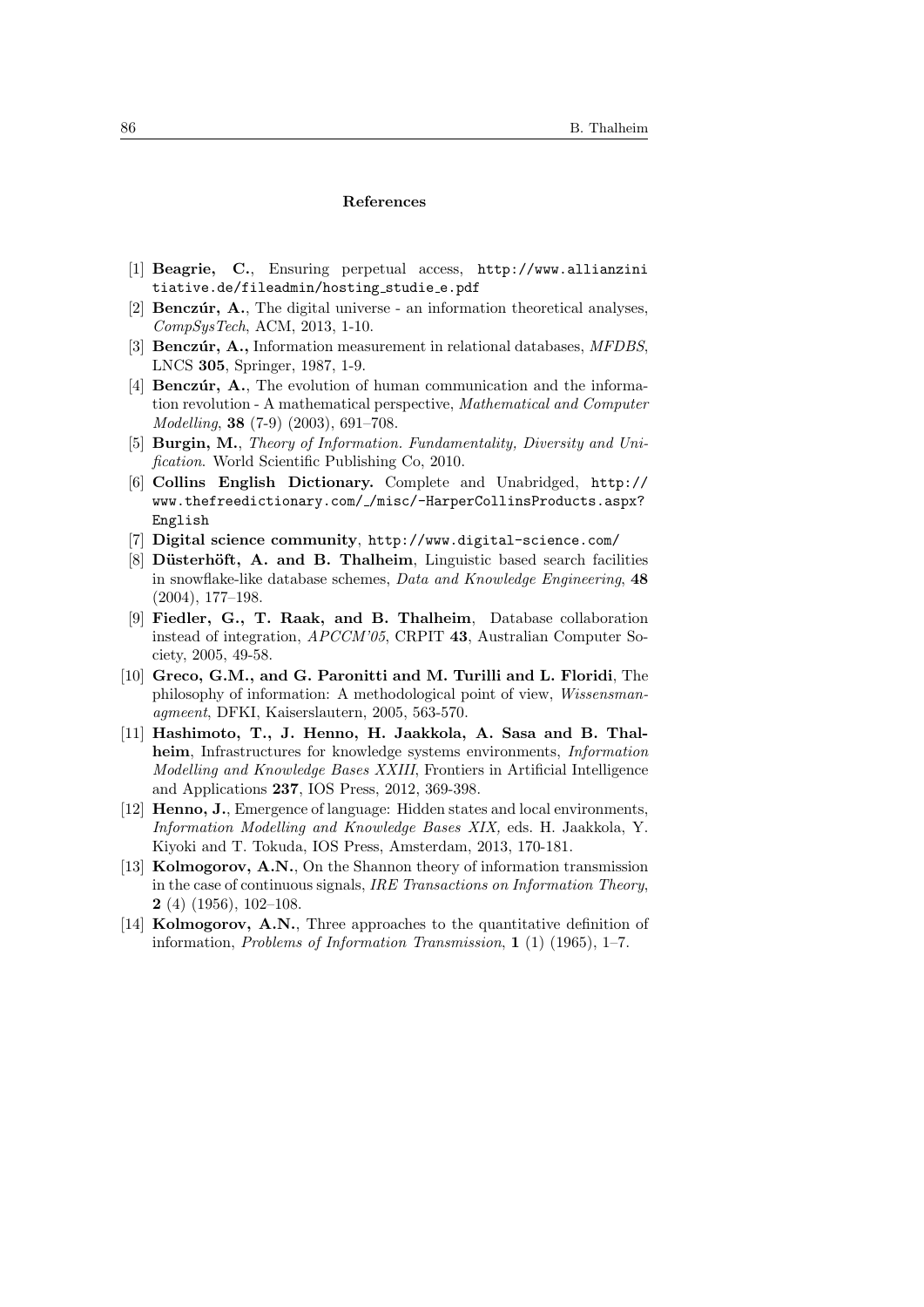## References

[1] **Beagrie, C.**, Ensuring perpetual access, http://www.allianzinitiative.de/fileadmin/hosting_studie_e.pdf

[2] **Benczúr, A.**, The digital universe - an information theoretical analyses, *CompSysTech*, ACM, 2013, 1-10.

[3] **Benczúr, A.,** Information measurement in relational databases, *MFDBS*, LNCS **305**, Springer, 1987, 1-9.

[4] **Benczúr, A.**, The evolution of human communication and the information revolution - A mathematical perspective, *Mathematical and Computer Modelling*, **38** (7-9) (2003), 691–708.

[5] **Burgin, M.**, *Theory of Information. Fundamentality, Diversity and Unification.* World Scientific Publishing Co, 2010.

[6] **Collins English Dictionary.** Complete and Unabridged, http://www.thefreedictionary.com/_/misc/-HarperCollinsProducts.aspx?English

[7] **Digital science community**, http://www.digital-science.com/

[8] **Düsterhöft, A. and B. Thalheim**, Linguistic based search facilities in snowflake-like database schemes, *Data and Knowledge Engineering*, **48** (2004), 177–198.

[9] **Fiedler, G., T. Raak, and B. Thalheim**, Database collaboration instead of integration, *APCCM'05*, CRPIT **43**, Australian Computer Society, 2005, 49-58.

[10] **Greco, G.M., and G. Paronitti and M. Turilli and L. Floridi**, The philosophy of information: A methodological point of view, *Wissensmanagmeent*, DFKI, Kaiserslautern, 2005, 563-570.

[11] **Hashimoto, T., J. Henno, H. Jaakkola, A. Sasa and B. Thalheim**, Infrastructures for knowledge systems environments, *Information Modelling and Knowledge Bases XXIII*, Frontiers in Artificial Intelligence and Applications **237**, IOS Press, 2012, 369-398.

[12] **Henno, J.**, Emergence of language: Hidden states and local environments, *Information Modelling and Knowledge Bases XIX,* eds. H. Jaakkola, Y. Kiyoki and T. Tokuda, IOS Press, Amsterdam, 2013, 170-181.

[13] **Kolmogorov, A.N.**, On the Shannon theory of information transmission in the case of continuous signals, *IRE Transactions on Information Theory*, **2** (4) (1956), 102–108.

[14] **Kolmogorov, A.N.**, Three approaches to the quantitative definition of information, *Problems of Information Transmission*, **1** (1) (1965), 1–7.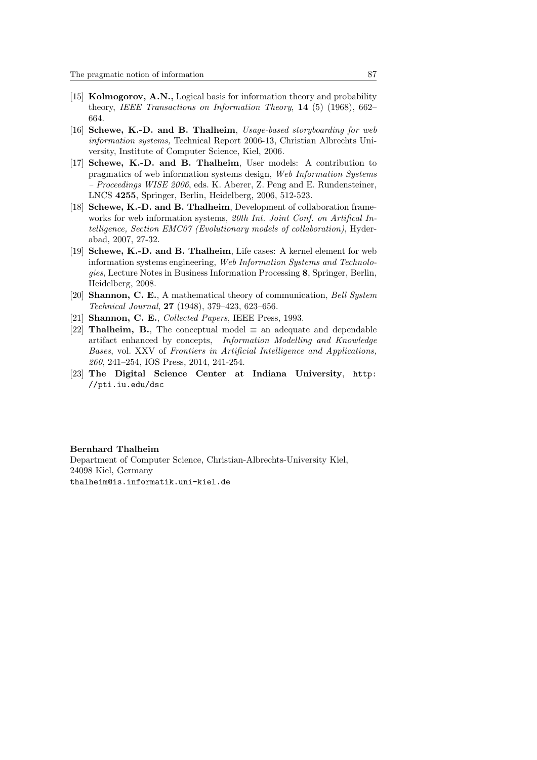[15] **Kolmogorov, A.N.,** Logical basis for information theory and probability theory, *IEEE Transactions on Information Theory*, **14** (5) (1968), 662–664.

[16] **Schewe, K.-D. and B. Thalheim**, *Usage-based storyboarding for web information systems,* Technical Report 2006-13, Christian Albrechts University, Institute of Computer Science, Kiel, 2006.

[17] **Schewe, K.-D. and B. Thalheim**, User models: A contribution to pragmatics of web information systems design, *Web Information Systems – Proceedings WISE 2006*, eds. K. Aberer, Z. Peng and E. Rundensteiner, LNCS **4255**, Springer, Berlin, Heidelberg, 2006, 512-523.

[18] **Schewe, K.-D. and B. Thalheim**, Development of collaboration frameworks for web information systems, *20th Int. Joint Conf. on Artifical Intelligence, Section EMC07 (Evolutionary models of collaboration)*, Hyderabad, 2007, 27-32.

[19] **Schewe, K.-D. and B. Thalheim**, Life cases: A kernel element for web information systems engineering, *Web Information Systems and Technologies*, Lecture Notes in Business Information Processing **8**, Springer, Berlin, Heidelberg, 2008.

[20] **Shannon, C. E.**, A mathematical theory of communication, *Bell System Technical Journal*, **27** (1948), 379–423, 623–656.

[21] **Shannon, C. E.**, *Collected Papers*, IEEE Press, 1993.

[22] **Thalheim, B.**, The conceptual model $\equiv$ an adequate and dependable artifact enhanced by concepts, *Information Modelling and Knowledge Bases*, vol. XXV of *Frontiers in Artificial Intelligence and Applications, 260*, 241–254, IOS Press, 2014, 241-254.

[23] **The Digital Science Center at Indiana University**, `http://pti.iu.edu/dsc`

**Bernhard Thalheim**
Department of Computer Science, Christian-Albrechts-University Kiel,
24098 Kiel, Germany
`thalheim@is.informatik.uni-kiel.de`